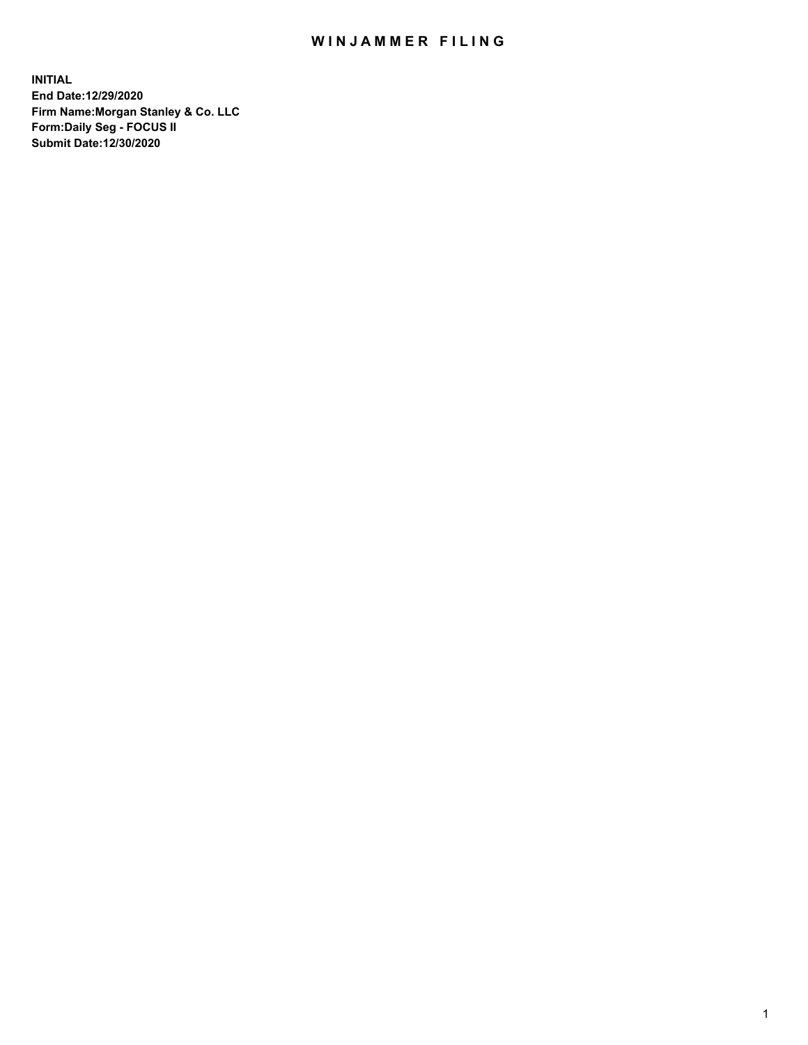# WINJAMMER FILING

**INITIAL**
**End Date:12/29/2020**
**Firm Name:Morgan Stanley & Co. LLC**
**Form:Daily Seg - FOCUS II**
**Submit Date:12/30/2020**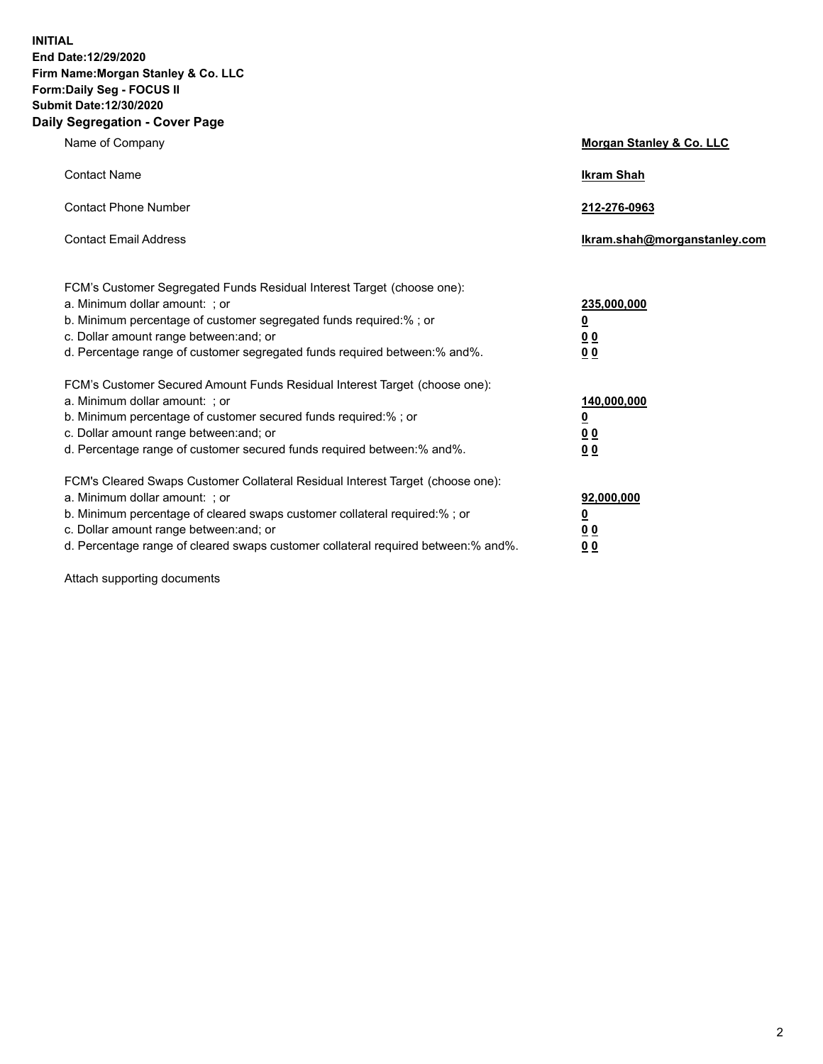**INITIAL**
**End Date:12/29/2020**
**Firm Name:Morgan Stanley & Co. LLC**
**Form:Daily Seg - FOCUS II**
**Submit Date:12/30/2020**
**Daily Segregation - Cover Page**

| | |
|---|---|
| Name of Company | **Morgan Stanley & Co. LLC** |
| Contact Name | **Ikram Shah** |
| Contact Phone Number | **212-276-0963** |
| Contact Email Address | **Ikram.shah@morganstanley.com** |

| | |
|---|---|
| FCM's Customer Segregated Funds Residual Interest Target (choose one): | |
| a. Minimum dollar amount: ; or | **235,000,000** |
| b. Minimum percentage of customer segregated funds required:% ; or | **0** |
| c. Dollar amount range between:and; or | **0 0** |
| d. Percentage range of customer segregated funds required between:% and%. | **0 0** |
| FCM's Customer Secured Amount Funds Residual Interest Target (choose one): | |
| a. Minimum dollar amount: ; or | **140,000,000** |
| b. Minimum percentage of customer secured funds required:% ; or | **0** |
| c. Dollar amount range between:and; or | **0 0** |
| d. Percentage range of customer secured funds required between:% and%. | **0 0** |
| FCM's Cleared Swaps Customer Collateral Residual Interest Target (choose one): | |
| a. Minimum dollar amount: ; or | **92,000,000** |
| b. Minimum percentage of cleared swaps customer collateral required:% ; or | **0** |
| c. Dollar amount range between:and; or | **0 0** |
| d. Percentage range of cleared swaps customer collateral required between:% and%. | **0 0** |

Attach supporting documents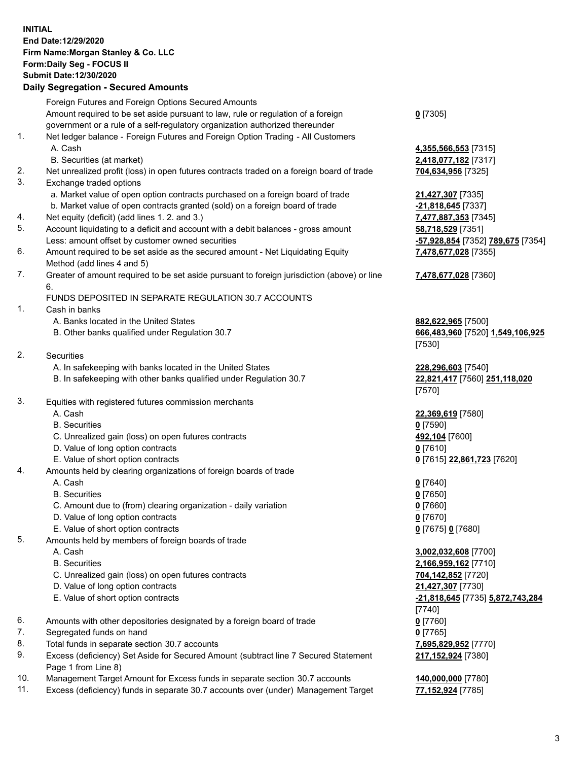**INITIAL**
**End Date:12/29/2020**
**Firm Name:Morgan Stanley & Co. LLC**
**Form:Daily Seg - FOCUS II**
**Submit Date:12/30/2020**
**Daily Segregation - Secured Amounts**

| | | |
|---|---|---|
| | Foreign Futures and Foreign Options Secured Amounts | |
| | Amount required to be set aside pursuant to law, rule or regulation of a foreign government or a rule of a self-regulatory organization authorized thereunder | **0** [7305] |
| 1. | Net ledger balance - Foreign Futures and Foreign Option Trading - All Customers | |
| | A. Cash | **4,355,566,553** [7315] |
| | B. Securities (at market) | **2,418,077,182** [7317] |
| 2. | Net unrealized profit (loss) in open futures contracts traded on a foreign board of trade | **704,634,956** [7325] |
| 3. | Exchange traded options | |
| | a. Market value of open option contracts purchased on a foreign board of trade | **21,427,307** [7335] |
| | b. Market value of open contracts granted (sold) on a foreign board of trade | **-21,818,645** [7337] |
| 4. | Net equity (deficit) (add lines 1. 2. and 3.) | **7,477,887,353** [7345] |
| 5. | Account liquidating to a deficit and account with a debit balances - gross amount | **58,718,529** [7351] |
| | Less: amount offset by customer owned securities | **-57,928,854** [7352] **789,675** [7354] |
| 6. | Amount required to be set aside as the secured amount - Net Liquidating Equity Method (add lines 4 and 5) | **7,478,677,028** [7355] |
| 7. | Greater of amount required to be set aside pursuant to foreign jurisdiction (above) or line 6. | **7,478,677,028** [7360] |
| | FUNDS DEPOSITED IN SEPARATE REGULATION 30.7 ACCOUNTS | |
| 1. | Cash in banks | |
| | A. Banks located in the United States | **882,622,965** [7500] |
| | B. Other banks qualified under Regulation 30.7 | **666,483,960** [7520] **1,549,106,925** [7530] |
| 2. | Securities | |
| | A. In safekeeping with banks located in the United States | **228,296,603** [7540] |
| | B. In safekeeping with other banks qualified under Regulation 30.7 | **22,821,417** [7560] **251,118,020** [7570] |
| 3. | Equities with registered futures commission merchants | |
| | A. Cash | **22,369,619** [7580] |
| | B. Securities | **0** [7590] |
| | C. Unrealized gain (loss) on open futures contracts | **492,104** [7600] |
| | D. Value of long option contracts | **0** [7610] |
| | E. Value of short option contracts | **0** [7615] **22,861,723** [7620] |
| 4. | Amounts held by clearing organizations of foreign boards of trade | |
| | A. Cash | **0** [7640] |
| | B. Securities | **0** [7650] |
| | C. Amount due to (from) clearing organization - daily variation | **0** [7660] |
| | D. Value of long option contracts | **0** [7670] |
| | E. Value of short option contracts | **0** [7675] **0** [7680] |
| 5. | Amounts held by members of foreign boards of trade | |
| | A. Cash | **3,002,032,608** [7700] |
| | B. Securities | **2,166,959,162** [7710] |
| | C. Unrealized gain (loss) on open futures contracts | **704,142,852** [7720] |
| | D. Value of long option contracts | **21,427,307** [7730] |
| | E. Value of short option contracts | **-21,818,645** [7735] **5,872,743,284** [7740] |
| 6. | Amounts with other depositories designated by a foreign board of trade | **0** [7760] |
| 7. | Segregated funds on hand | **0** [7765] |
| 8. | Total funds in separate section 30.7 accounts | **7,695,829,952** [7770] |
| 9. | Excess (deficiency) Set Aside for Secured Amount (subtract line 7 Secured Statement Page 1 from Line 8) | **217,152,924** [7380] |
| 10. | Management Target Amount for Excess funds in separate section 30.7 accounts | **140,000,000** [7780] |
| 11. | Excess (deficiency) funds in separate 30.7 accounts over (under) Management Target | **77,152,924** [7785] |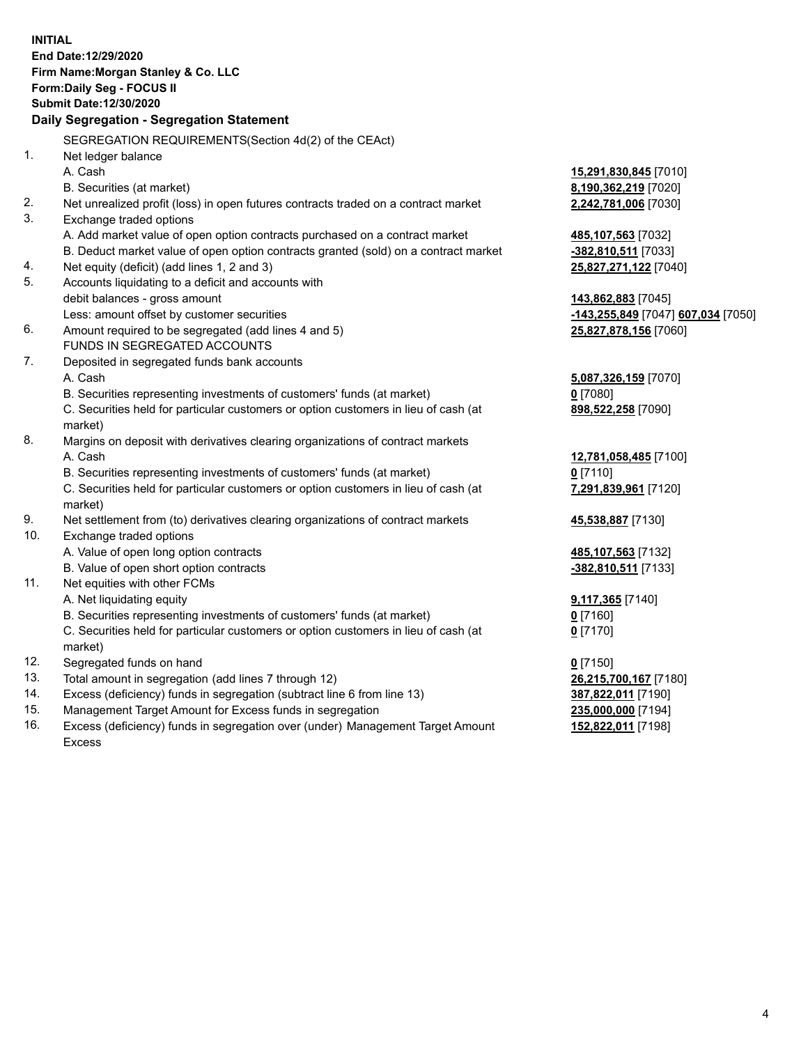**INITIAL**
**End Date:12/29/2020**
**Firm Name:Morgan Stanley & Co. LLC**
**Form:Daily Seg - FOCUS II**
**Submit Date:12/30/2020**

### Daily Segregation - Segregation Statement

SEGREGATION REQUIREMENTS(Section 4d(2) of the CEAct)

| | | |
|---|---|---|
| 1. | Net ledger balance | |
| | A. Cash | **15,291,830,845** [7010] |
| | B. Securities (at market) | **8,190,362,219** [7020] |
| 2. | Net unrealized profit (loss) in open futures contracts traded on a contract market | **2,242,781,006** [7030] |
| 3. | Exchange traded options | |
| | A. Add market value of open option contracts purchased on a contract market | **485,107,563** [7032] |
| | B. Deduct market value of open option contracts granted (sold) on a contract market | **-382,810,511** [7033] |
| 4. | Net equity (deficit) (add lines 1, 2 and 3) | **25,827,271,122** [7040] |
| 5. | Accounts liquidating to a deficit and accounts with | |
| | debit balances - gross amount | **143,862,883** [7045] |
| | Less: amount offset by customer securities | **-143,255,849** [7047] **607,034** [7050] |
| 6. | Amount required to be segregated (add lines 4 and 5) | **25,827,878,156** [7060] |
| | FUNDS IN SEGREGATED ACCOUNTS | |
| 7. | Deposited in segregated funds bank accounts | |
| | A. Cash | **5,087,326,159** [7070] |
| | B. Securities representing investments of customers' funds (at market) | **0** [7080] |
| | C. Securities held for particular customers or option customers in lieu of cash (at market) | **898,522,258** [7090] |
| 8. | Margins on deposit with derivatives clearing organizations of contract markets | |
| | A. Cash | **12,781,058,485** [7100] |
| | B. Securities representing investments of customers' funds (at market) | **0** [7110] |
| | C. Securities held for particular customers or option customers in lieu of cash (at market) | **7,291,839,961** [7120] |
| 9. | Net settlement from (to) derivatives clearing organizations of contract markets | **45,538,887** [7130] |
| 10. | Exchange traded options | |
| | A. Value of open long option contracts | **485,107,563** [7132] |
| | B. Value of open short option contracts | **-382,810,511** [7133] |
| 11. | Net equities with other FCMs | |
| | A. Net liquidating equity | **9,117,365** [7140] |
| | B. Securities representing investments of customers' funds (at market) | **0** [7160] |
| | C. Securities held for particular customers or option customers in lieu of cash (at market) | **0** [7170] |
| 12. | Segregated funds on hand | **0** [7150] |
| 13. | Total amount in segregation (add lines 7 through 12) | **26,215,700,167** [7180] |
| 14. | Excess (deficiency) funds in segregation (subtract line 6 from line 13) | **387,822,011** [7190] |
| 15. | Management Target Amount for Excess funds in segregation | **235,000,000** [7194] |
| 16. | Excess (deficiency) funds in segregation over (under) Management Target Amount Excess | **152,822,011** [7198] |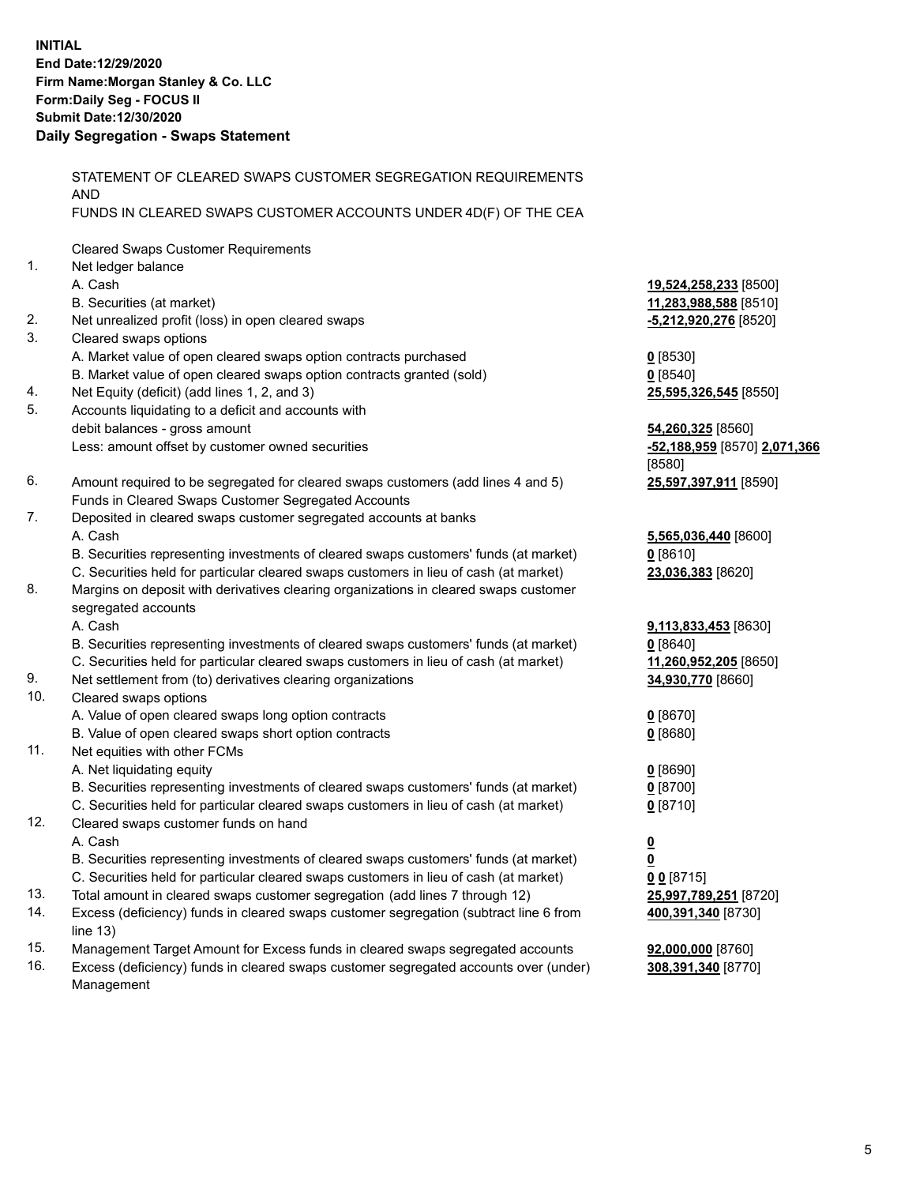**INITIAL**
**End Date:12/29/2020**
**Firm Name:Morgan Stanley & Co. LLC**
**Form:Daily Seg - FOCUS II**
**Submit Date:12/30/2020**
**Daily Segregation - Swaps Statement**

STATEMENT OF CLEARED SWAPS CUSTOMER SEGREGATION REQUIREMENTS AND FUNDS IN CLEARED SWAPS CUSTOMER ACCOUNTS UNDER 4D(F) OF THE CEA

| | | |
|---|---|---|
| | Cleared Swaps Customer Requirements | |
| 1. | Net ledger balance | |
| | A. Cash | **19,524,258,233** [8500] |
| | B. Securities (at market) | **11,283,988,588** [8510] |
| 2. | Net unrealized profit (loss) in open cleared swaps | **-5,212,920,276** [8520] |
| 3. | Cleared swaps options | |
| | A. Market value of open cleared swaps option contracts purchased | **0** [8530] |
| | B. Market value of open cleared swaps option contracts granted (sold) | **0** [8540] |
| 4. | Net Equity (deficit) (add lines 1, 2, and 3) | **25,595,326,545** [8550] |
| 5. | Accounts liquidating to a deficit and accounts with debit balances - gross amount | **54,260,325** [8560] |
| | Less: amount offset by customer owned securities | **-52,188,959** [8570] **2,071,366** [8580] |
| 6. | Amount required to be segregated for cleared swaps customers (add lines 4 and 5) | **25,597,397,911** [8590] |
| | Funds in Cleared Swaps Customer Segregated Accounts | |
| 7. | Deposited in cleared swaps customer segregated accounts at banks | |
| | A. Cash | **5,565,036,440** [8600] |
| | B. Securities representing investments of cleared swaps customers' funds (at market) | **0** [8610] |
| | C. Securities held for particular cleared swaps customers in lieu of cash (at market) | **23,036,383** [8620] |
| 8. | Margins on deposit with derivatives clearing organizations in cleared swaps customer segregated accounts | |
| | A. Cash | **9,113,833,453** [8630] |
| | B. Securities representing investments of cleared swaps customers' funds (at market) | **0** [8640] |
| | C. Securities held for particular cleared swaps customers in lieu of cash (at market) | **11,260,952,205** [8650] |
| 9. | Net settlement from (to) derivatives clearing organizations | **34,930,770** [8660] |
| 10. | Cleared swaps options | |
| | A. Value of open cleared swaps long option contracts | **0** [8670] |
| | B. Value of open cleared swaps short option contracts | **0** [8680] |
| 11. | Net equities with other FCMs | |
| | A. Net liquidating equity | **0** [8690] |
| | B. Securities representing investments of cleared swaps customers' funds (at market) | **0** [8700] |
| | C. Securities held for particular cleared swaps customers in lieu of cash (at market) | **0** [8710] |
| 12. | Cleared swaps customer funds on hand | |
| | A. Cash | **0** |
| | B. Securities representing investments of cleared swaps customers' funds (at market) | **0** |
| | C. Securities held for particular cleared swaps customers in lieu of cash (at market) | **0** **0** [8715] |
| 13. | Total amount in cleared swaps customer segregation (add lines 7 through 12) | **25,997,789,251** [8720] |
| 14. | Excess (deficiency) funds in cleared swaps customer segregation (subtract line 6 from line 13) | **400,391,340** [8730] |
| 15. | Management Target Amount for Excess funds in cleared swaps segregated accounts | **92,000,000** [8760] |
| 16. | Excess (deficiency) funds in cleared swaps customer segregated accounts over (under) Management | **308,391,340** [8770] |